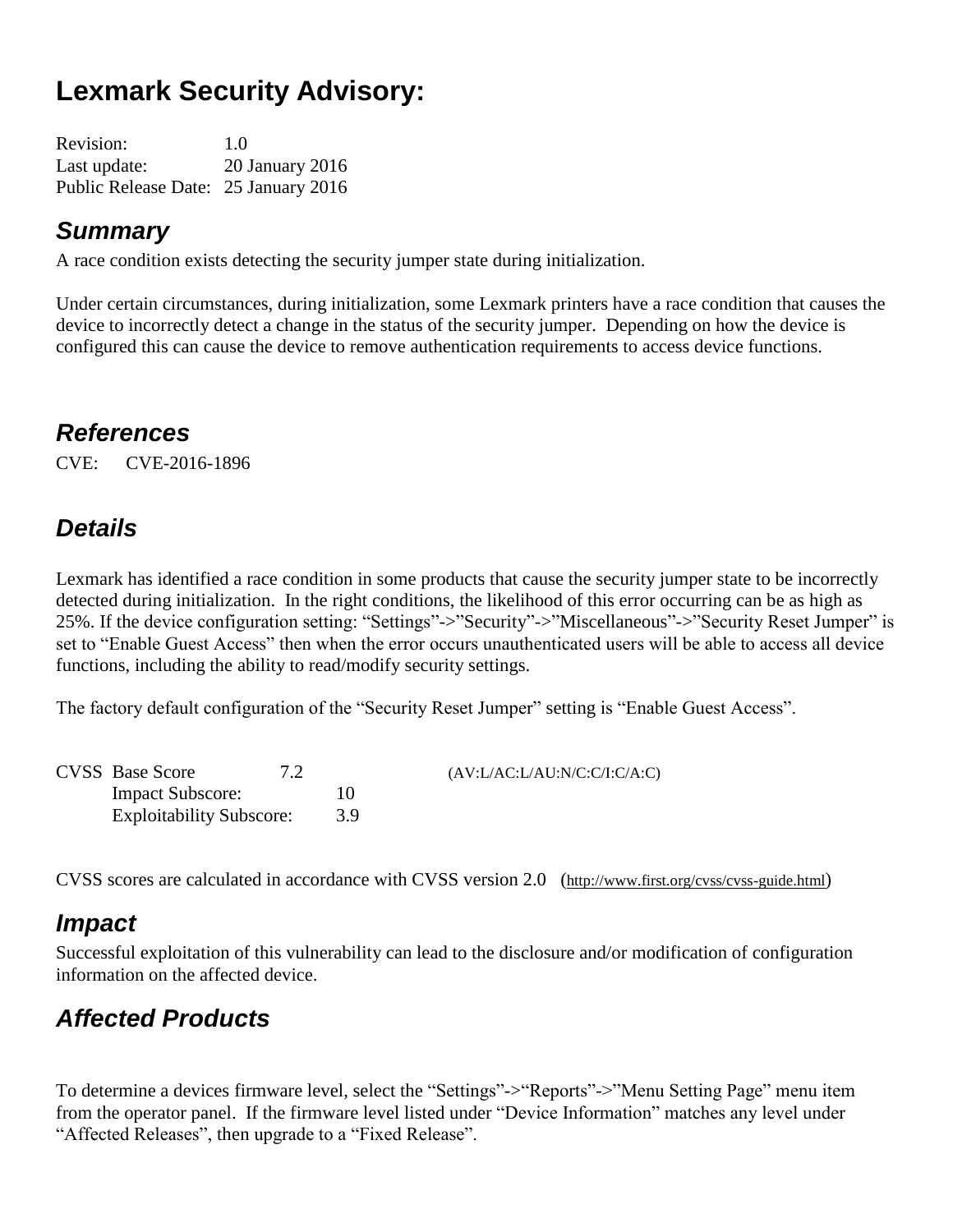# Lexmark Security Advisory:

Revision: 1.0
Last update: 20 January 2016
Public Release Date: 25 January 2016

## *Summary*

A race condition exists detecting the security jumper state during initialization.

Under certain circumstances, during initialization, some Lexmark printers have a race condition that causes the device to incorrectly detect a change in the status of the security jumper. Depending on how the device is configured this can cause the device to remove authentication requirements to access device functions.

## *References*

CVE: CVE-2016-1896

## *Details*

Lexmark has identified a race condition in some products that cause the security jumper state to be incorrectly detected during initialization. In the right conditions, the likelihood of this error occurring can be as high as 25%. If the device configuration setting: "Settings"->"Security"->"Miscellaneous"->"Security Reset Jumper" is set to "Enable Guest Access" then when the error occurs unauthenticated users will be able to access all device functions, including the ability to read/modify security settings.

The factory default configuration of the "Security Reset Jumper" setting is "Enable Guest Access".

CVSS Base Score 7.2 (AV:L/AC:L/AU:N/C:C/I:C/A:C)
Impact Subscore: 10
Exploitability Subscore: 3.9

CVSS scores are calculated in accordance with CVSS version 2.0 (http://www.first.org/cvss/cvss-guide.html)

## *Impact*

Successful exploitation of this vulnerability can lead to the disclosure and/or modification of configuration information on the affected device.

## *Affected Products*

To determine a devices firmware level, select the "Settings"->"Reports"->"Menu Setting Page" menu item from the operator panel. If the firmware level listed under "Device Information" matches any level under "Affected Releases", then upgrade to a "Fixed Release".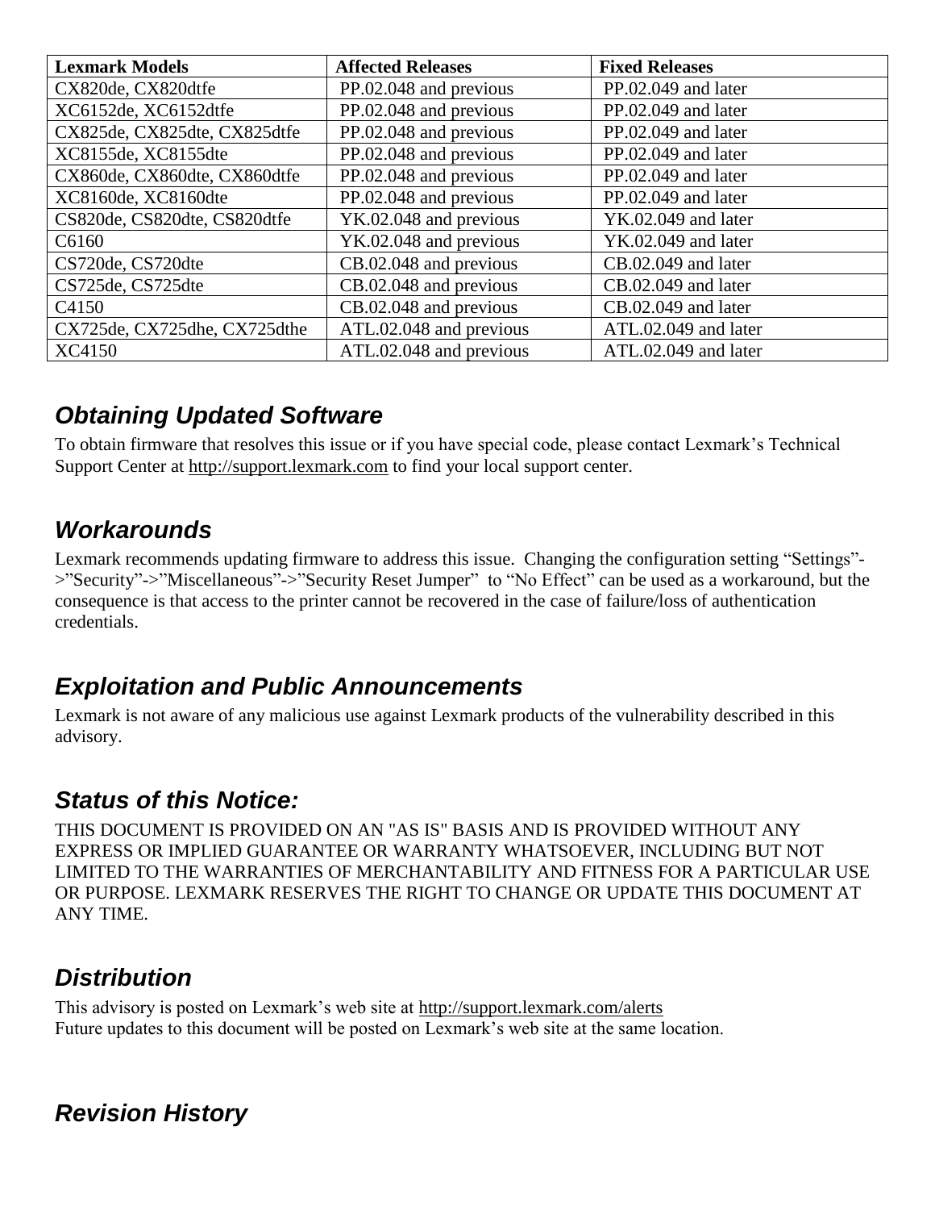| Lexmark Models | Affected Releases | Fixed Releases |
|---|---|---|
| CX820de, CX820dtfe | PP.02.048 and previous | PP.02.049 and later |
| XC6152de, XC6152dtfe | PP.02.048 and previous | PP.02.049 and later |
| CX825de, CX825dte, CX825dtfe | PP.02.048 and previous | PP.02.049 and later |
| XC8155de, XC8155dte | PP.02.048 and previous | PP.02.049 and later |
| CX860de, CX860dte, CX860dtfe | PP.02.048 and previous | PP.02.049 and later |
| XC8160de, XC8160dte | PP.02.048 and previous | PP.02.049 and later |
| CS820de, CS820dte, CS820dtfe | YK.02.048 and previous | YK.02.049 and later |
| C6160 | YK.02.048 and previous | YK.02.049 and later |
| CS720de, CS720dte | CB.02.048 and previous | CB.02.049 and later |
| CS725de, CS725dte | CB.02.048 and previous | CB.02.049 and later |
| C4150 | CB.02.048 and previous | CB.02.049 and later |
| CX725de, CX725dhe, CX725dthe | ATL.02.048 and previous | ATL.02.049 and later |
| XC4150 | ATL.02.048 and previous | ATL.02.049 and later |

## *Obtaining Updated Software*

To obtain firmware that resolves this issue or if you have special code, please contact Lexmark's Technical Support Center at http://support.lexmark.com to find your local support center.

## *Workarounds*

Lexmark recommends updating firmware to address this issue. Changing the configuration setting "Settings"->"Security"->"Miscellaneous"->"Security Reset Jumper" to "No Effect" can be used as a workaround, but the consequence is that access to the printer cannot be recovered in the case of failure/loss of authentication credentials.

## *Exploitation and Public Announcements*

Lexmark is not aware of any malicious use against Lexmark products of the vulnerability described in this advisory.

## *Status of this Notice:*

THIS DOCUMENT IS PROVIDED ON AN "AS IS" BASIS AND IS PROVIDED WITHOUT ANY EXPRESS OR IMPLIED GUARANTEE OR WARRANTY WHATSOEVER, INCLUDING BUT NOT LIMITED TO THE WARRANTIES OF MERCHANTABILITY AND FITNESS FOR A PARTICULAR USE OR PURPOSE. LEXMARK RESERVES THE RIGHT TO CHANGE OR UPDATE THIS DOCUMENT AT ANY TIME.

## *Distribution*

This advisory is posted on Lexmark's web site at http://support.lexmark.com/alerts
Future updates to this document will be posted on Lexmark's web site at the same location.

## *Revision History*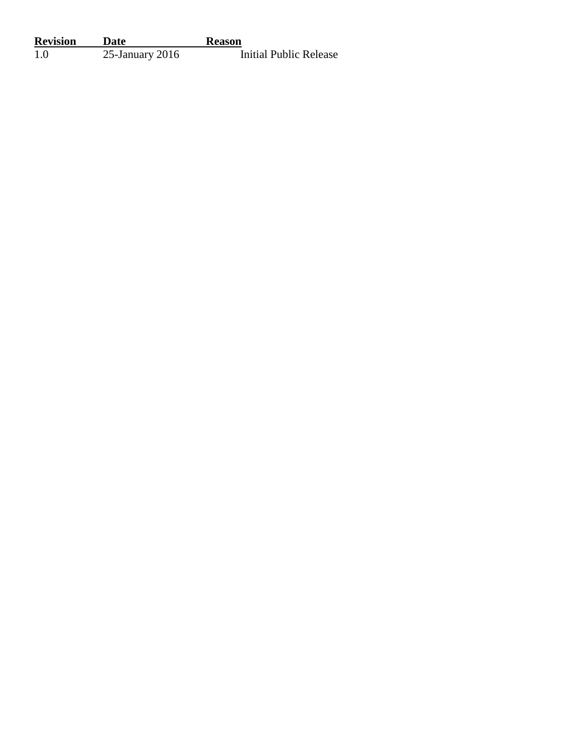| Revision | Date | Reason |
| --- | --- | --- |
| 1.0 | 25-January 2016 | Initial Public Release |